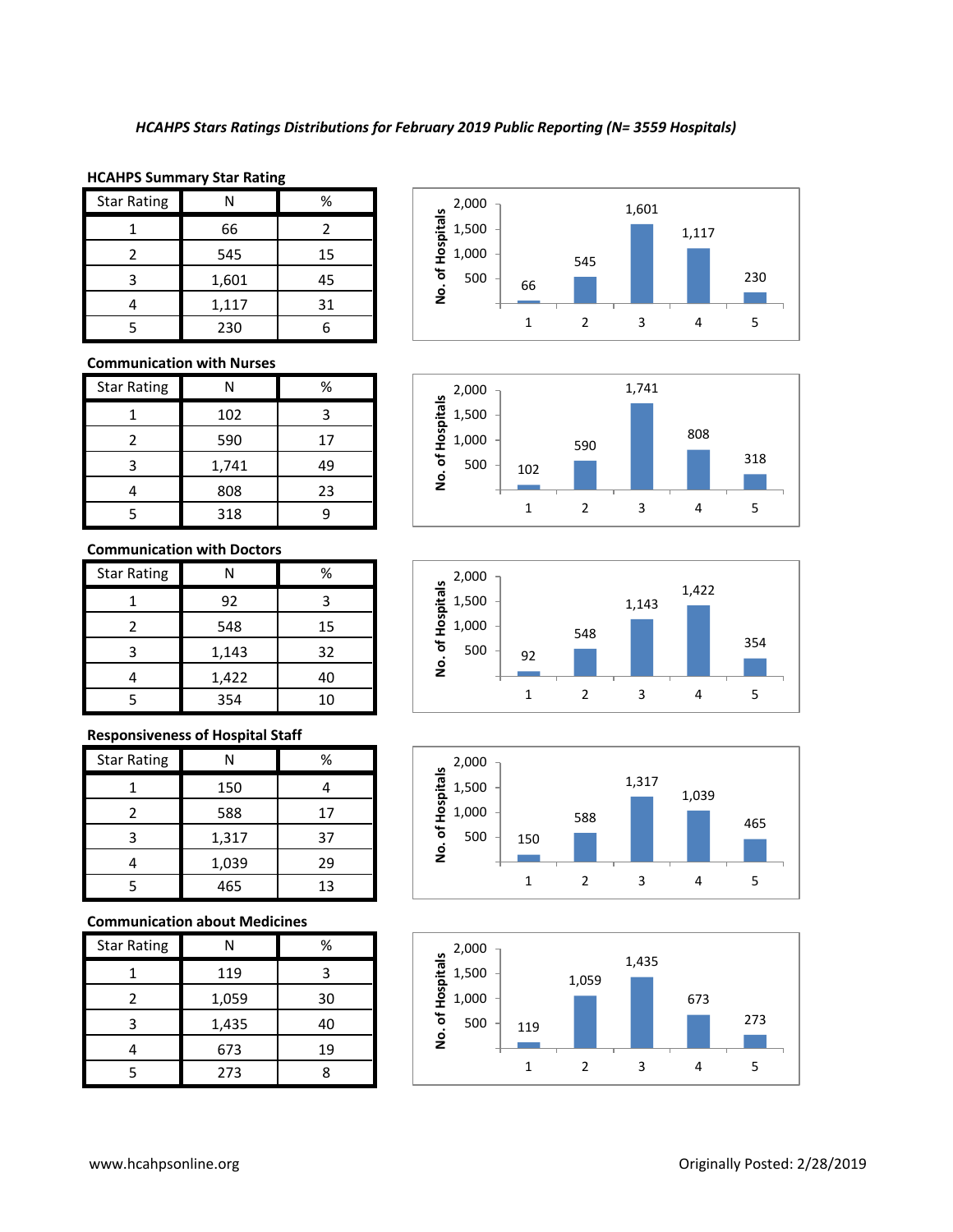*HCAHPS Stars Ratings Distributions for February 2019 Public Reporting (N= 3559 Hospitals)*

**HCAHPS Summary Star Rating**

| Star Rating | N | % |
|---|---|---|
| 1 | 66 | 2 |
| 2 | 545 | 15 |
| 3 | 1,601 | 45 |
| 4 | 1,117 | 31 |
| 5 | 230 | 6 |

**Communication with Nurses**

| Star Rating | N | % |
|---|---|---|
| 1 | 102 | 3 |
| 2 | 590 | 17 |
| 3 | 1,741 | 49 |
| 4 | 808 | 23 |
| 5 | 318 | 9 |

**Communication with Doctors**

| Star Rating | N | % |
|---|---|---|
| 1 | 92 | 3 |
| 2 | 548 | 15 |
| 3 | 1,143 | 32 |
| 4 | 1,422 | 40 |
| 5 | 354 | 10 |

**Responsiveness of Hospital Staff**

| Star Rating | N | % |
|---|---|---|
| 1 | 150 | 4 |
| 2 | 588 | 17 |
| 3 | 1,317 | 37 |
| 4 | 1,039 | 29 |
| 5 | 465 | 13 |

**Communication about Medicines**

| Star Rating | N | % |
|---|---|---|
| 1 | 119 | 3 |
| 2 | 1,059 | 30 |
| 3 | 1,435 | 40 |
| 4 | 673 | 19 |
| 5 | 273 | 8 |

www.hcahpsonline.org

Originally Posted: 2/28/2019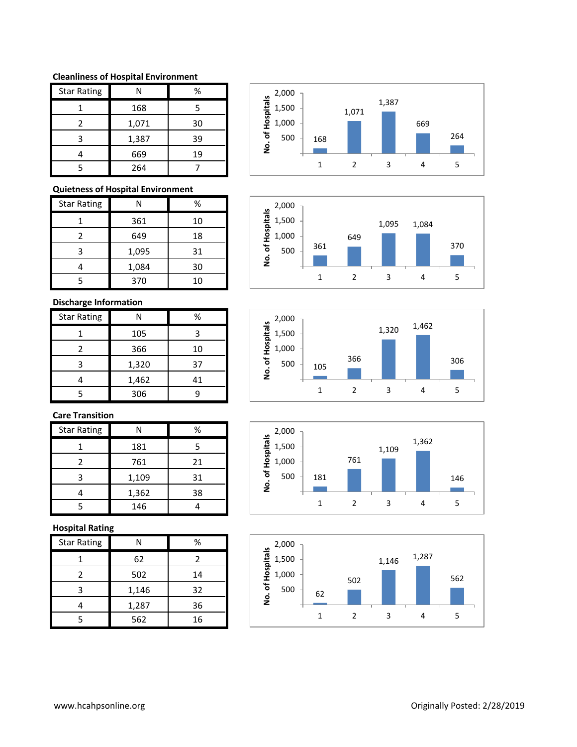### Cleanliness of Hospital Environment

| Star Rating | N | % |
|---|---|---|
| 1 | 168 | 5 |
| 2 | 1,071 | 30 |
| 3 | 1,387 | 39 |
| 4 | 669 | 19 |
| 5 | 264 | 7 |

### Quietness of Hospital Environment

| Star Rating | N | % |
|---|---|---|
| 1 | 361 | 10 |
| 2 | 649 | 18 |
| 3 | 1,095 | 31 |
| 4 | 1,084 | 30 |
| 5 | 370 | 10 |

### Discharge Information

| Star Rating | N | % |
|---|---|---|
| 1 | 105 | 3 |
| 2 | 366 | 10 |
| 3 | 1,320 | 37 |
| 4 | 1,462 | 41 |
| 5 | 306 | 9 |

### Care Transition

| Star Rating | N | % |
|---|---|---|
| 1 | 181 | 5 |
| 2 | 761 | 21 |
| 3 | 1,109 | 31 |
| 4 | 1,362 | 38 |
| 5 | 146 | 4 |

### Hospital Rating

| Star Rating | N | % |
|---|---|---|
| 1 | 62 | 2 |
| 2 | 502 | 14 |
| 3 | 1,146 | 32 |
| 4 | 1,287 | 36 |
| 5 | 562 | 16 |

www.hcahpsonline.org

Originally Posted: 2/28/2019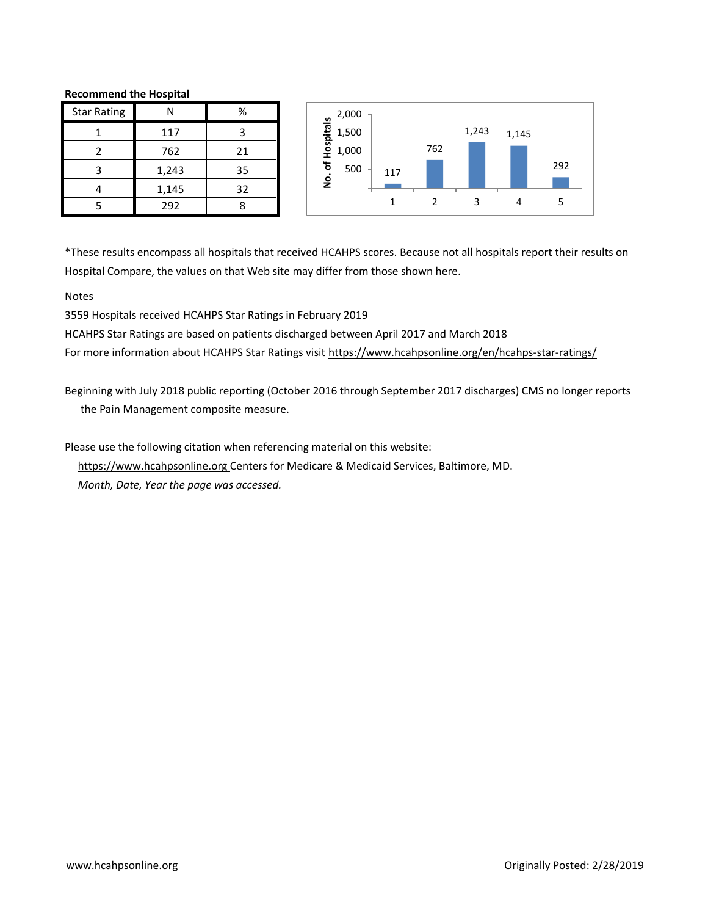**Recommend the Hospital**

| Star Rating | N | % |
| --- | --- | --- |
| 1 | 117 | 3 |
| 2 | 762 | 21 |
| 3 | 1,243 | 35 |
| 4 | 1,145 | 32 |
| 5 | 292 | 8 |

No. of Hospitals
2,000
1,500
1,000
500
117
762
1,243
1,145
292
1 2 3 4 5

*These results encompass all hospitals that received HCAHPS scores. Because not all hospitals report their results on Hospital Compare, the values on that Web site may differ from those shown here.

Notes

3559 Hospitals received HCAHPS Star Ratings in February 2019

HCAHPS Star Ratings are based on patients discharged between April 2017 and March 2018

For more information about HCAHPS Star Ratings visit https://www.hcahpsonline.org/en/hcahps-star-ratings/

Beginning with July 2018 public reporting (October 2016 through September 2017 discharges) CMS no longer reports the Pain Management composite measure.

Please use the following citation when referencing material on this website:

https://www.hcahpsonline.org Centers for Medicare & Medicaid Services, Baltimore, MD.
*Month, Date, Year the page was accessed.*

www.hcahpsonline.org Originally Posted: 2/28/2019